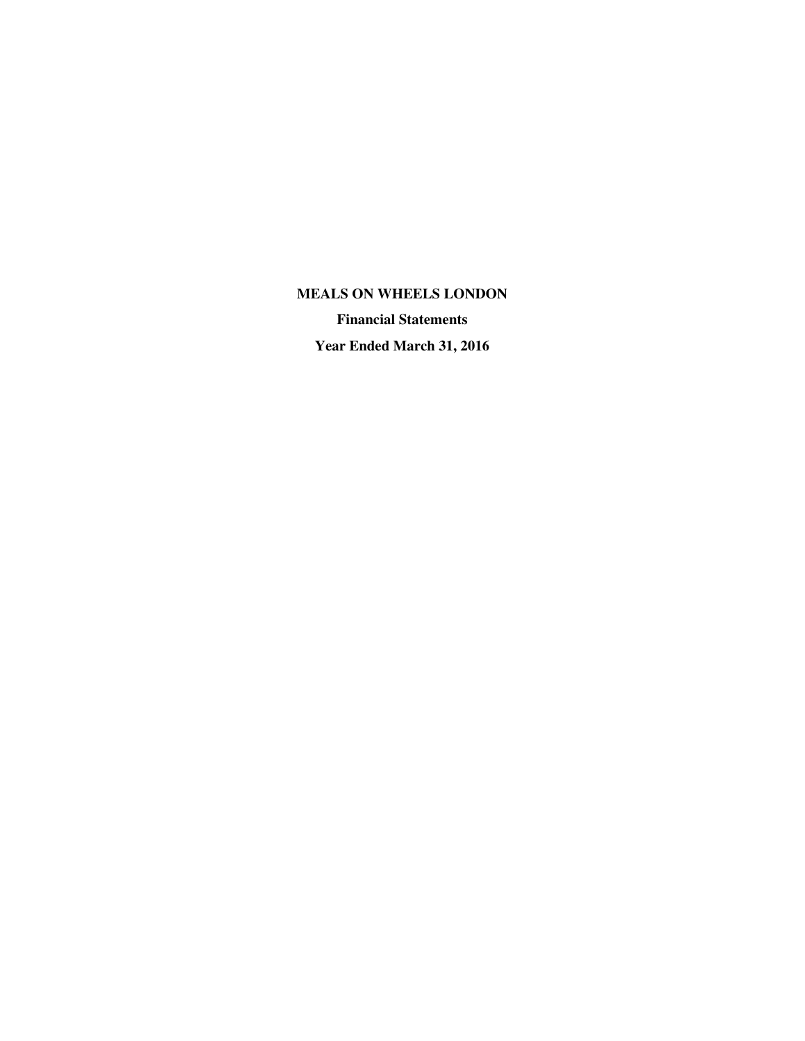# MEALS ON WHEELS LONDON

**Financial Statements**

**Year Ended March 31, 2016**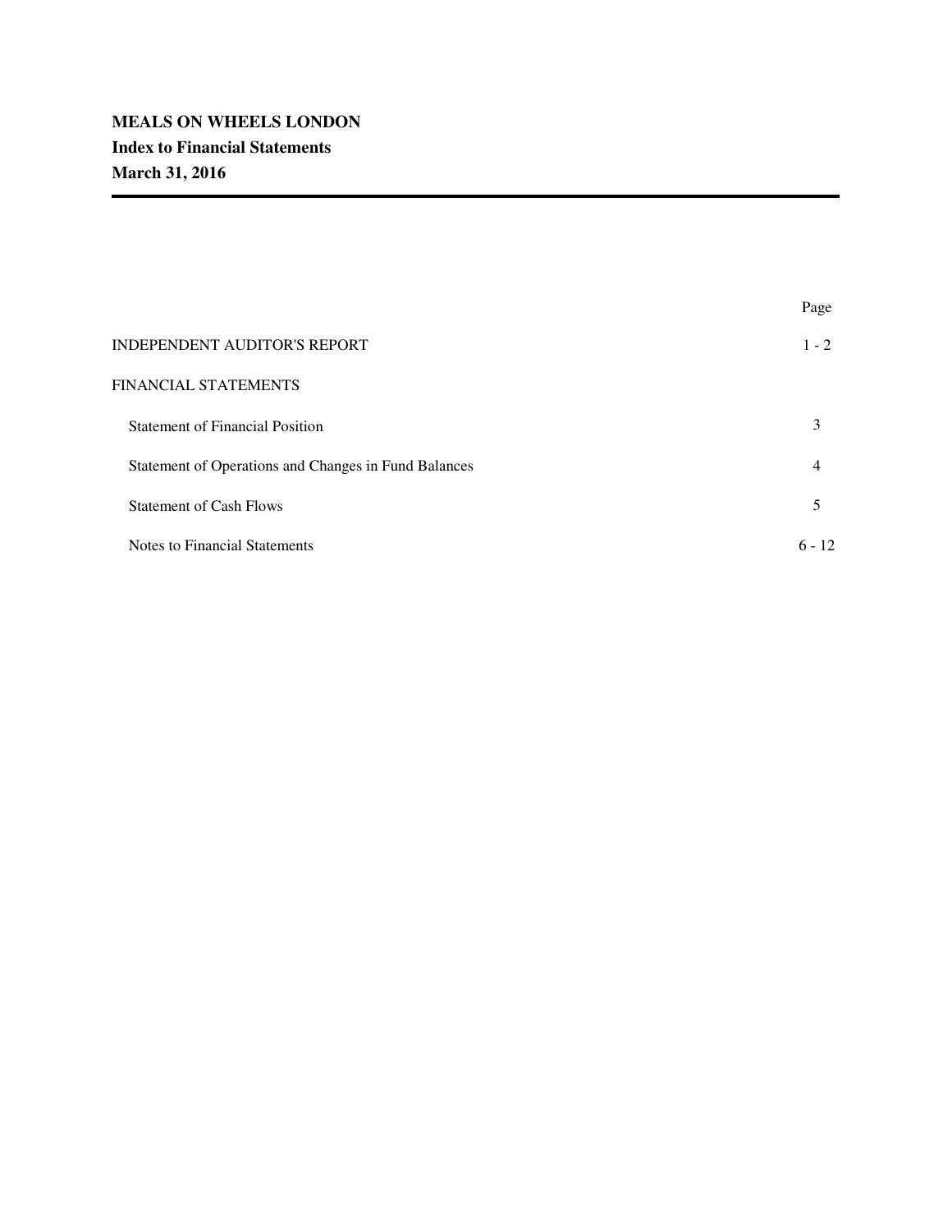**MEALS ON WHEELS LONDON**

**Index to Financial Statements**

**March 31, 2016**

| | Page |
|---|---|
| INDEPENDENT AUDITOR'S REPORT | 1 - 2 |
| FINANCIAL STATEMENTS | |
| Statement of Financial Position | 3 |
| Statement of Operations and Changes in Fund Balances | 4 |
| Statement of Cash Flows | 5 |
| Notes to Financial Statements | 6 - 12 |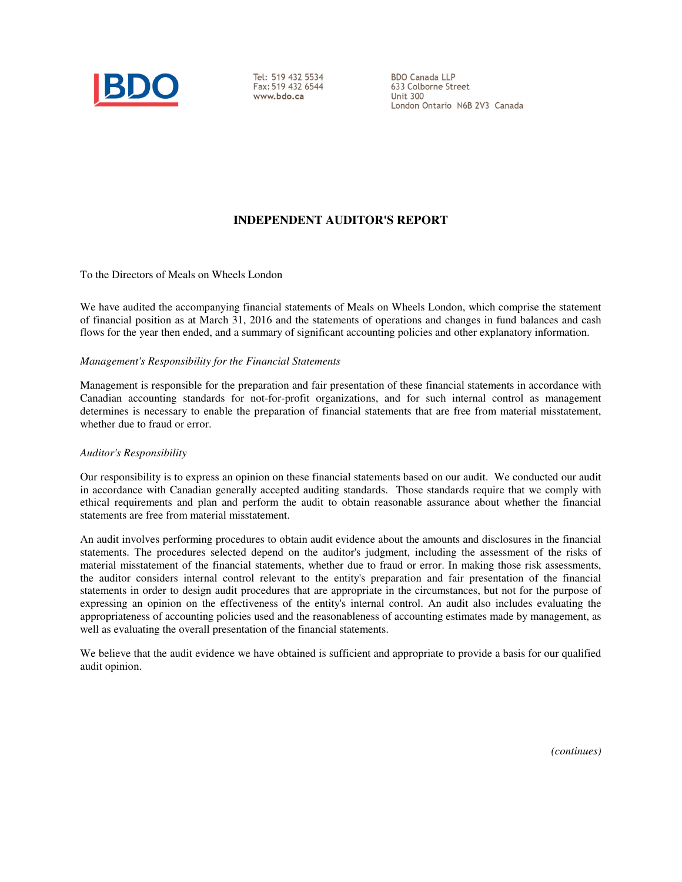Tel: 519 432 5534
Fax: 519 432 6544
www.bdo.ca

BDO Canada LLP
633 Colborne Street
Unit 300
London Ontario N6B 2V3 Canada

## INDEPENDENT AUDITOR'S REPORT

To the Directors of Meals on Wheels London

We have audited the accompanying financial statements of Meals on Wheels London, which comprise the statement of financial position as at March 31, 2016 and the statements of operations and changes in fund balances and cash flows for the year then ended, and a summary of significant accounting policies and other explanatory information.

*Management's Responsibility for the Financial Statements*

Management is responsible for the preparation and fair presentation of these financial statements in accordance with Canadian accounting standards for not-for-profit organizations, and for such internal control as management determines is necessary to enable the preparation of financial statements that are free from material misstatement, whether due to fraud or error.

*Auditor's Responsibility*

Our responsibility is to express an opinion on these financial statements based on our audit. We conducted our audit in accordance with Canadian generally accepted auditing standards. Those standards require that we comply with ethical requirements and plan and perform the audit to obtain reasonable assurance about whether the financial statements are free from material misstatement.

An audit involves performing procedures to obtain audit evidence about the amounts and disclosures in the financial statements. The procedures selected depend on the auditor's judgment, including the assessment of the risks of material misstatement of the financial statements, whether due to fraud or error. In making those risk assessments, the auditor considers internal control relevant to the entity's preparation and fair presentation of the financial statements in order to design audit procedures that are appropriate in the circumstances, but not for the purpose of expressing an opinion on the effectiveness of the entity's internal control. An audit also includes evaluating the appropriateness of accounting policies used and the reasonableness of accounting estimates made by management, as well as evaluating the overall presentation of the financial statements.

We believe that the audit evidence we have obtained is sufficient and appropriate to provide a basis for our qualified audit opinion.

*(continues)*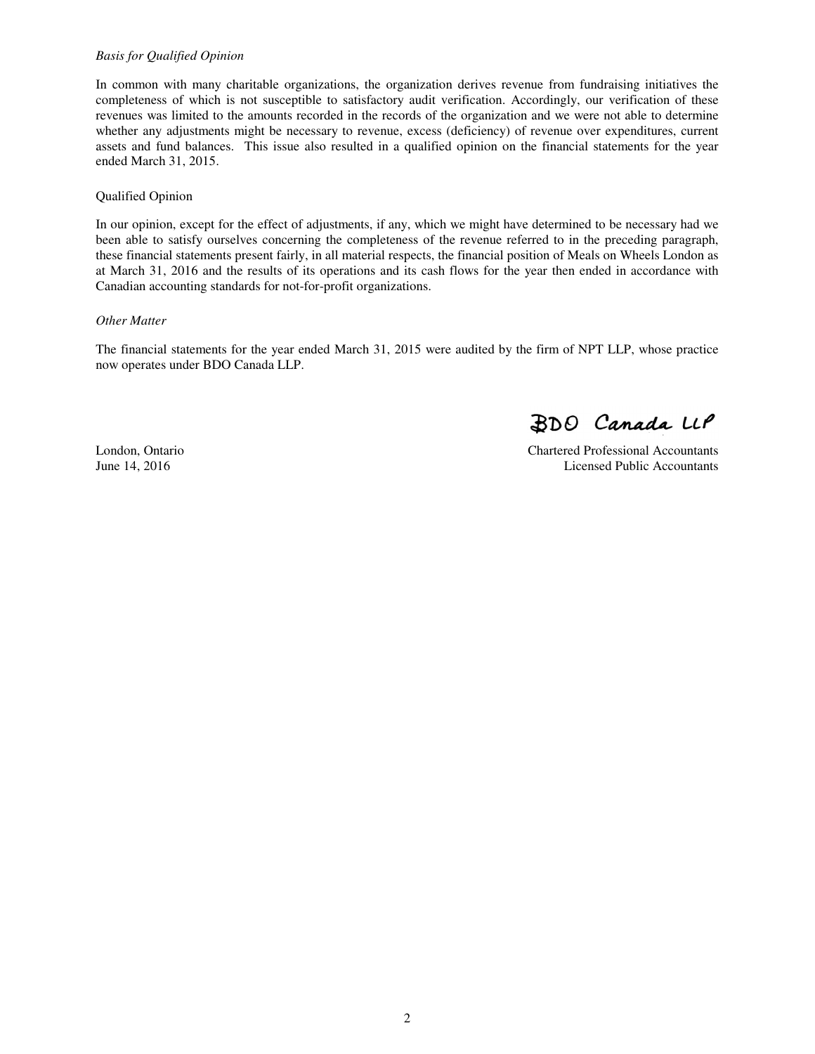*Basis for Qualified Opinion*

In common with many charitable organizations, the organization derives revenue from fundraising initiatives the completeness of which is not susceptible to satisfactory audit verification. Accordingly, our verification of these revenues was limited to the amounts recorded in the records of the organization and we were not able to determine whether any adjustments might be necessary to revenue, excess (deficiency) of revenue over expenditures, current assets and fund balances. This issue also resulted in a qualified opinion on the financial statements for the year ended March 31, 2015.

Qualified Opinion

In our opinion, except for the effect of adjustments, if any, which we might have determined to be necessary had we been able to satisfy ourselves concerning the completeness of the revenue referred to in the preceding paragraph, these financial statements present fairly, in all material respects, the financial position of Meals on Wheels London as at March 31, 2016 and the results of its operations and its cash flows for the year then ended in accordance with Canadian accounting standards for not-for-profit organizations.

*Other Matter*

The financial statements for the year ended March 31, 2015 were audited by the firm of NPT LLP, whose practice now operates under BDO Canada LLP.

BDO Canada LLP

London, Ontario
June 14, 2016

Chartered Professional Accountants
Licensed Public Accountants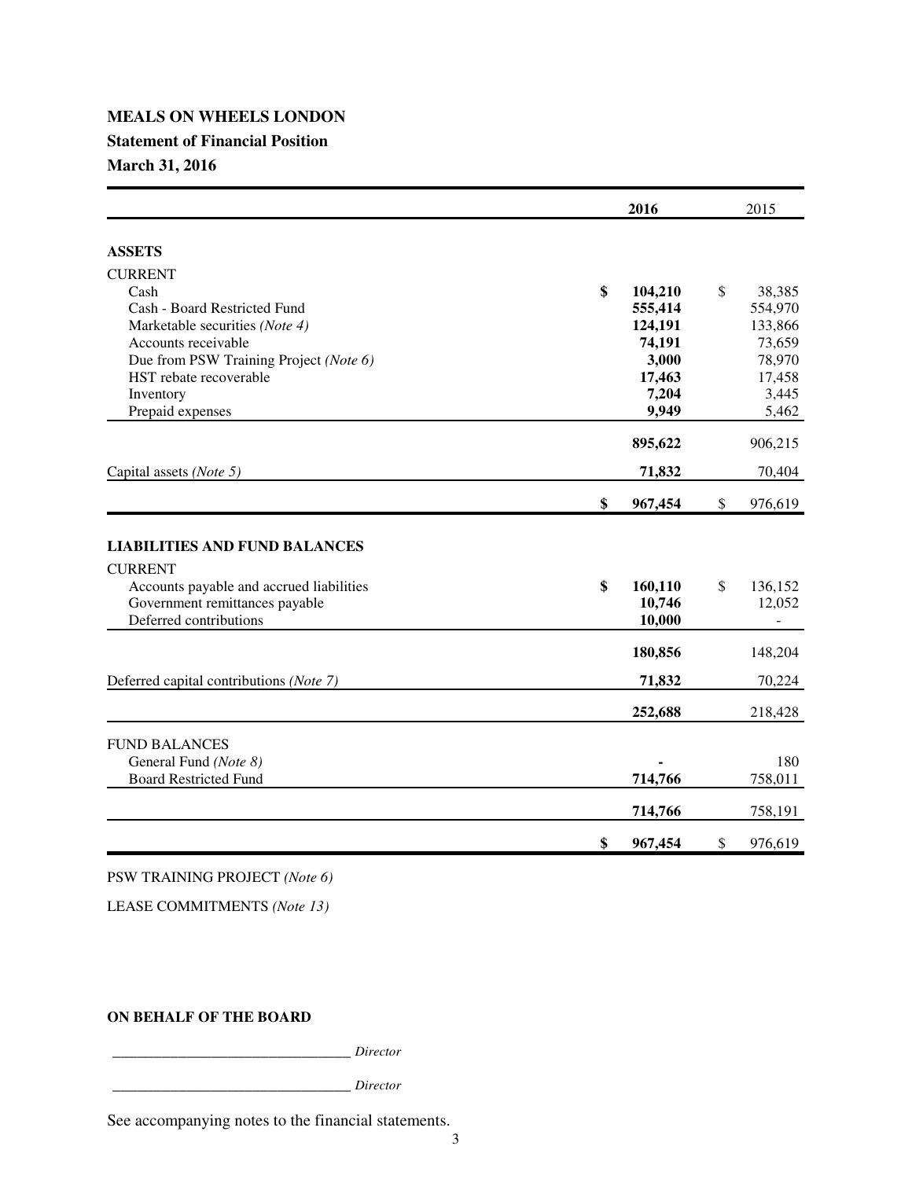# MEALS ON WHEELS LONDON

## Statement of Financial Position

## March 31, 2016

| | 2016 | 2015 |
|---|---|---|
| **ASSETS** | | |
| CURRENT | | |
| Cash | **$ 104,210** | $ 38,385 |
| Cash - Board Restricted Fund | **555,414** | 554,970 |
| Marketable securities *(Note 4)* | **124,191** | 133,866 |
| Accounts receivable | **74,191** | 73,659 |
| Due from PSW Training Project *(Note 6)* | **3,000** | 78,970 |
| HST rebate recoverable | **17,463** | 17,458 |
| Inventory | **7,204** | 3,445 |
| Prepaid expenses | **9,949** | 5,462 |
| | **895,622** | 906,215 |
| Capital assets *(Note 5)* | **71,832** | 70,404 |
| | **$ 967,454** | $ 976,619 |
| **LIABILITIES AND FUND BALANCES** | | |
| CURRENT | | |
| Accounts payable and accrued liabilities | **$ 160,110** | $ 136,152 |
| Government remittances payable | **10,746** | 12,052 |
| Deferred contributions | **10,000** | - |
| | **180,856** | 148,204 |
| Deferred capital contributions *(Note 7)* | **71,832** | 70,224 |
| | **252,688** | 218,428 |
| FUND BALANCES | | |
| General Fund *(Note 8)* | **-** | 180 |
| Board Restricted Fund | **714,766** | 758,011 |
| | **714,766** | 758,191 |
| | **$ 967,454** | $ 976,619 |

PSW TRAINING PROJECT *(Note 6)*

LEASE COMMITMENTS *(Note 13)*

**ON BEHALF OF THE BOARD**

_______________________________ *Director*

_______________________________ *Director*

See accompanying notes to the financial statements.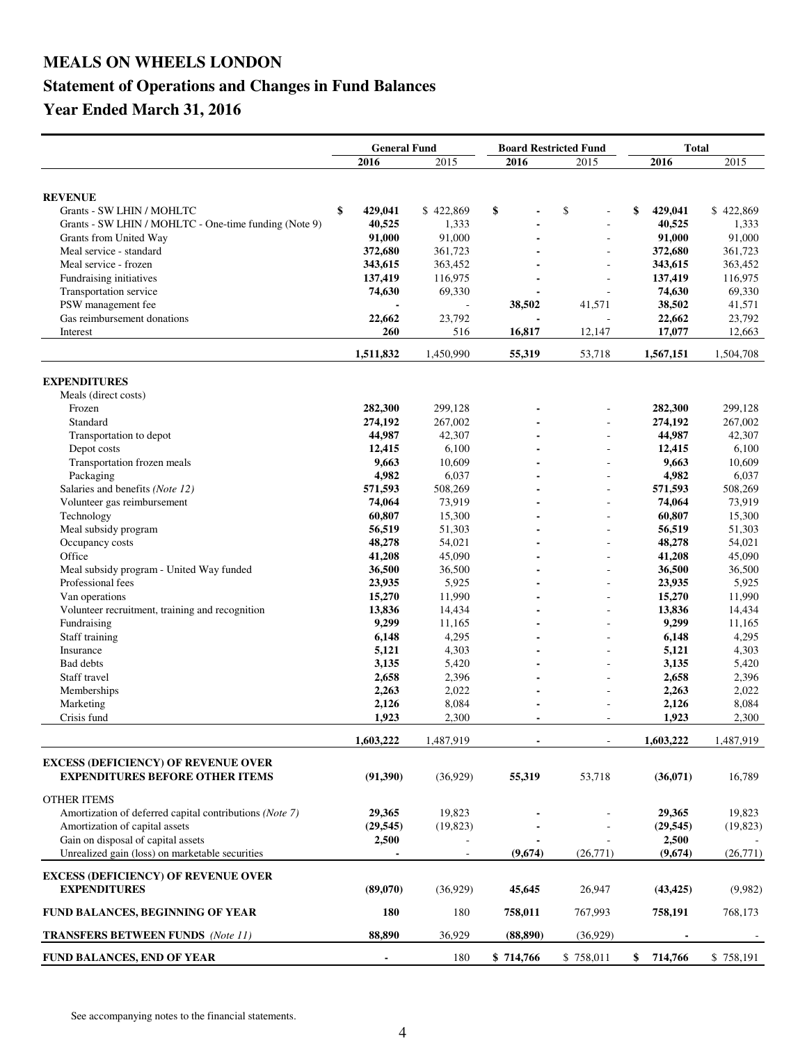# MEALS ON WHEELS LONDON

## Statement of Operations and Changes in Fund Balances

## Year Ended March 31, 2016

| | General Fund | | Board Restricted Fund | | Total | |
|---|---|---|---|---|---|---|
| | **2016** | 2015 | **2016** | 2015 | **2016** | 2015 |
| **REVENUE** | | | | | | |
| Grants - SW LHIN / MOHLTC | **$ 429,041** | $ 422,869 | **$ -** | $ - | **$ 429,041** | $ 422,869 |
| Grants - SW LHIN / MOHLTC - One-time funding (Note 9) | **40,525** | 1,333 | **-** | - | **40,525** | 1,333 |
| Grants from United Way | **91,000** | 91,000 | **-** | - | **91,000** | 91,000 |
| Meal service - standard | **372,680** | 361,723 | **-** | - | **372,680** | 361,723 |
| Meal service - frozen | **343,615** | 363,452 | **-** | - | **343,615** | 363,452 |
| Fundraising initiatives | **137,419** | 116,975 | **-** | - | **137,419** | 116,975 |
| Transportation service | **74,630** | 69,330 | **-** | - | **74,630** | 69,330 |
| PSW management fee | **-** | - | **38,502** | 41,571 | **38,502** | 41,571 |
| Gas reimbursement donations | **22,662** | 23,792 | **-** | - | **22,662** | 23,792 |
| Interest | **260** | 516 | **16,817** | 12,147 | **17,077** | 12,663 |
| | **1,511,832** | 1,450,990 | **55,319** | 53,718 | **1,567,151** | 1,504,708 |
| **EXPENDITURES** | | | | | | |
| Meals (direct costs) | | | | | | |
| Frozen | **282,300** | 299,128 | **-** | - | **282,300** | 299,128 |
| Standard | **274,192** | 267,002 | **-** | - | **274,192** | 267,002 |
| Transportation to depot | **44,987** | 42,307 | **-** | - | **44,987** | 42,307 |
| Depot costs | **12,415** | 6,100 | **-** | - | **12,415** | 6,100 |
| Transportation frozen meals | **9,663** | 10,609 | **-** | - | **9,663** | 10,609 |
| Packaging | **4,982** | 6,037 | **-** | - | **4,982** | 6,037 |
| Salaries and benefits *(Note 12)* | **571,593** | 508,269 | **-** | - | **571,593** | 508,269 |
| Volunteer gas reimbursement | **74,064** | 73,919 | **-** | - | **74,064** | 73,919 |
| Technology | **60,807** | 15,300 | **-** | - | **60,807** | 15,300 |
| Meal subsidy program | **56,519** | 51,303 | **-** | - | **56,519** | 51,303 |
| Occupancy costs | **48,278** | 54,021 | **-** | - | **48,278** | 54,021 |
| Office | **41,208** | 45,090 | **-** | - | **41,208** | 45,090 |
| Meal subsidy program - United Way funded | **36,500** | 36,500 | **-** | - | **36,500** | 36,500 |
| Professional fees | **23,935** | 5,925 | **-** | - | **23,935** | 5,925 |
| Van operations | **15,270** | 11,990 | **-** | - | **15,270** | 11,990 |
| Volunteer recruitment, training and recognition | **13,836** | 14,434 | **-** | - | **13,836** | 14,434 |
| Fundraising | **9,299** | 11,165 | **-** | - | **9,299** | 11,165 |
| Staff training | **6,148** | 4,295 | **-** | - | **6,148** | 4,295 |
| Insurance | **5,121** | 4,303 | **-** | - | **5,121** | 4,303 |
| Bad debts | **3,135** | 5,420 | **-** | - | **3,135** | 5,420 |
| Staff travel | **2,658** | 2,396 | **-** | - | **2,658** | 2,396 |
| Memberships | **2,263** | 2,022 | **-** | - | **2,263** | 2,022 |
| Marketing | **2,126** | 8,084 | **-** | - | **2,126** | 8,084 |
| Crisis fund | **1,923** | 2,300 | **-** | - | **1,923** | 2,300 |
| | **1,603,222** | 1,487,919 | **-** | - | **1,603,222** | 1,487,919 |
| **EXCESS (DEFICIENCY) OF REVENUE OVER EXPENDITURES BEFORE OTHER ITEMS** | **(91,390)** | (36,929) | **55,319** | 53,718 | **(36,071)** | 16,789 |
| OTHER ITEMS | | | | | | |
| Amortization of deferred capital contributions *(Note 7)* | **29,365** | 19,823 | **-** | - | **29,365** | 19,823 |
| Amortization of capital assets | **(29,545)** | (19,823) | **-** | - | **(29,545)** | (19,823) |
| Gain on disposal of capital assets | **2,500** | - | **-** | - | **2,500** | - |
| Unrealized gain (loss) on marketable securities | **-** | - | **(9,674)** | (26,771) | **(9,674)** | (26,771) |
| **EXCESS (DEFICIENCY) OF REVENUE OVER EXPENDITURES** | **(89,070)** | (36,929) | **45,645** | 26,947 | **(43,425)** | (9,982) |
| **FUND BALANCES, BEGINNING OF YEAR** | **180** | 180 | **758,011** | 767,993 | **758,191** | 768,173 |
| **TRANSFERS BETWEEN FUNDS** *(Note 11)* | **88,890** | 36,929 | **(88,890)** | (36,929) | **-** | - |
| **FUND BALANCES, END OF YEAR** | **-** | 180 | **$ 714,766** | $ 758,011 | **$ 714,766** | $ 758,191 |

See accompanying notes to the financial statements.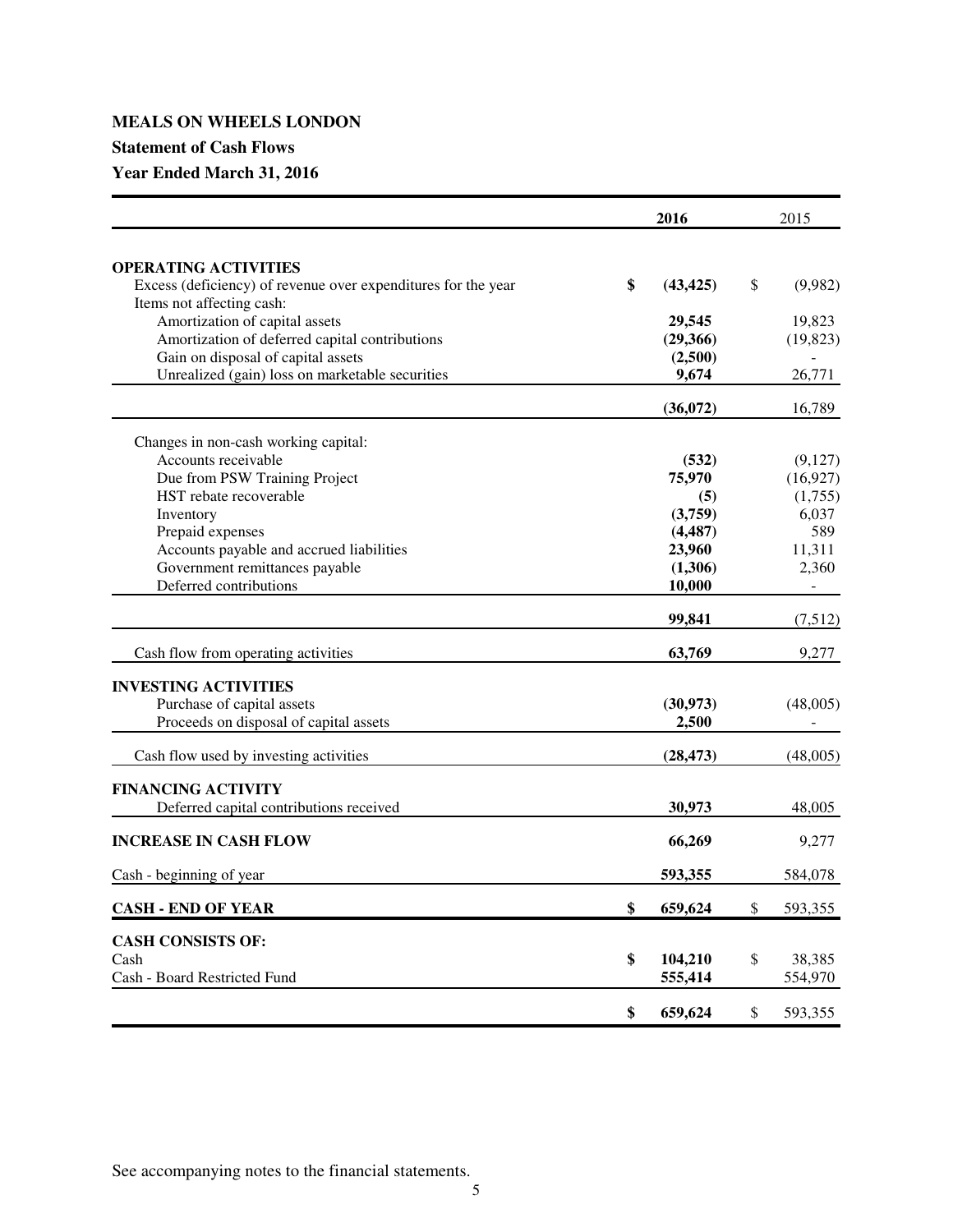# MEALS ON WHEELS LONDON

## Statement of Cash Flows

## Year Ended March 31, 2016

| | 2016 | 2015 |
|---|---|---|
| **OPERATING ACTIVITIES** | | |
| Excess (deficiency) of revenue over expenditures for the year | $ (43,425) | $ (9,982) |
| Items not affecting cash: | | |
| Amortization of capital assets | 29,545 | 19,823 |
| Amortization of deferred capital contributions | (29,366) | (19,823) |
| Gain on disposal of capital assets | (2,500) | - |
| Unrealized (gain) loss on marketable securities | 9,674 | 26,771 |
| | (36,072) | 16,789 |
| Changes in non-cash working capital: | | |
| Accounts receivable | (532) | (9,127) |
| Due from PSW Training Project | 75,970 | (16,927) |
| HST rebate recoverable | (5) | (1,755) |
| Inventory | (3,759) | 6,037 |
| Prepaid expenses | (4,487) | 589 |
| Accounts payable and accrued liabilities | 23,960 | 11,311 |
| Government remittances payable | (1,306) | 2,360 |
| Deferred contributions | 10,000 | - |
| | 99,841 | (7,512) |
| Cash flow from operating activities | 63,769 | 9,277 |
| **INVESTING ACTIVITIES** | | |
| Purchase of capital assets | (30,973) | (48,005) |
| Proceeds on disposal of capital assets | 2,500 | - |
| Cash flow used by investing activities | (28,473) | (48,005) |
| **FINANCING ACTIVITY** | | |
| Deferred capital contributions received | 30,973 | 48,005 |
| **INCREASE IN CASH FLOW** | 66,269 | 9,277 |
| Cash - beginning of year | 593,355 | 584,078 |
| **CASH - END OF YEAR** | $ 659,624 | $ 593,355 |
| **CASH CONSISTS OF:** | | |
| Cash | $ 104,210 | $ 38,385 |
| Cash - Board Restricted Fund | 555,414 | 554,970 |
| | $ 659,624 | $ 593,355 |

See accompanying notes to the financial statements.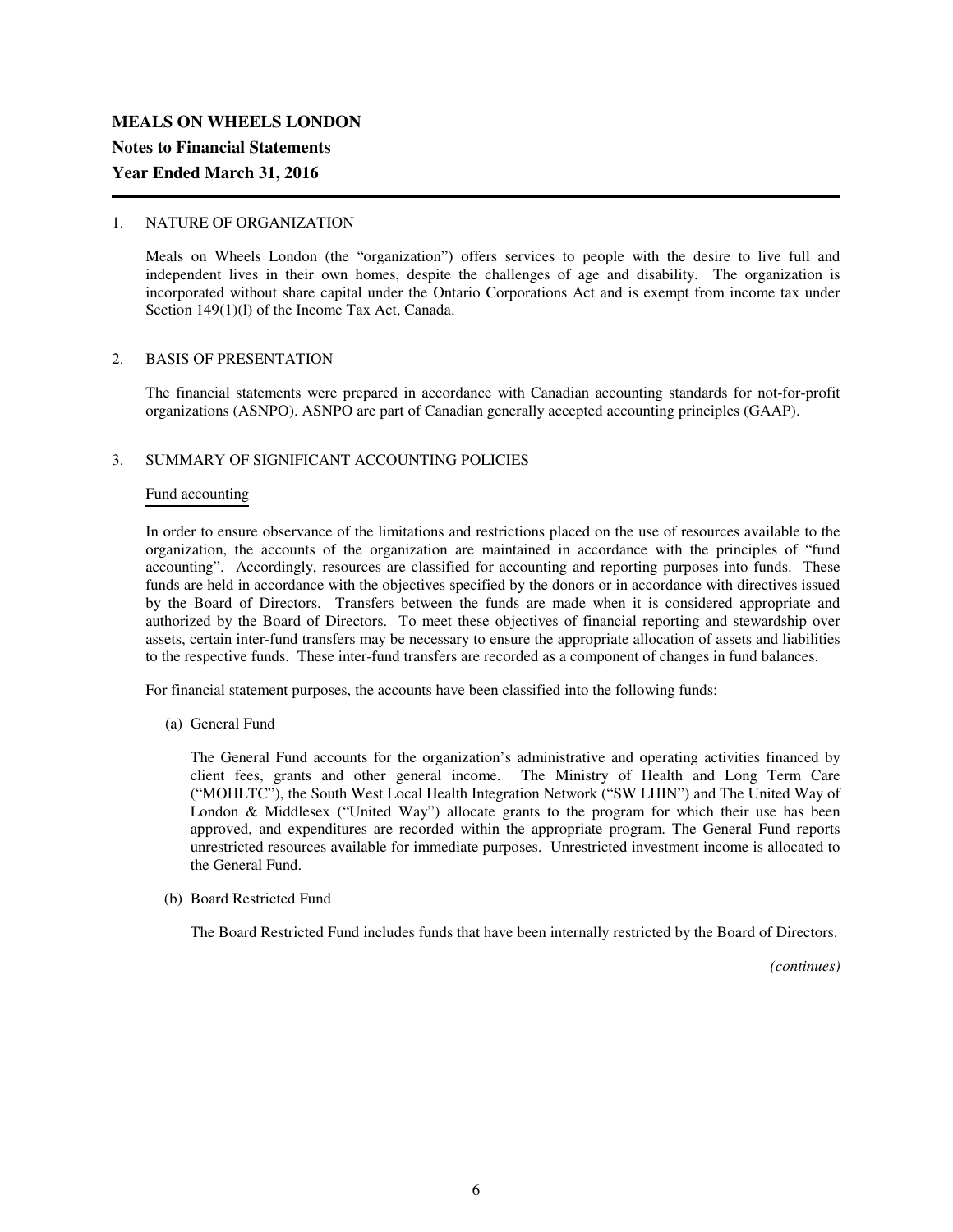# MEALS ON WHEELS LONDON

## Notes to Financial Statements

## Year Ended March 31, 2016

1. NATURE OF ORGANIZATION

   Meals on Wheels London (the "organization") offers services to people with the desire to live full and independent lives in their own homes, despite the challenges of age and disability. The organization is incorporated without share capital under the Ontario Corporations Act and is exempt from income tax under Section 149(1)(l) of the Income Tax Act, Canada.

2. BASIS OF PRESENTATION

   The financial statements were prepared in accordance with Canadian accounting standards for not-for-profit organizations (ASNPO). ASNPO are part of Canadian generally accepted accounting principles (GAAP).

3. SUMMARY OF SIGNIFICANT ACCOUNTING POLICIES

   Fund accounting

   In order to ensure observance of the limitations and restrictions placed on the use of resources available to the organization, the accounts of the organization are maintained in accordance with the principles of "fund accounting". Accordingly, resources are classified for accounting and reporting purposes into funds. These funds are held in accordance with the objectives specified by the donors or in accordance with directives issued by the Board of Directors. Transfers between the funds are made when it is considered appropriate and authorized by the Board of Directors. To meet these objectives of financial reporting and stewardship over assets, certain inter-fund transfers may be necessary to ensure the appropriate allocation of assets and liabilities to the respective funds. These inter-fund transfers are recorded as a component of changes in fund balances.

   For financial statement purposes, the accounts have been classified into the following funds:

   (a) General Fund

   The General Fund accounts for the organization's administrative and operating activities financed by client fees, grants and other general income. The Ministry of Health and Long Term Care ("MOHLTC"), the South West Local Health Integration Network ("SW LHIN") and The United Way of London & Middlesex ("United Way") allocate grants to the program for which their use has been approved, and expenditures are recorded within the appropriate program. The General Fund reports unrestricted resources available for immediate purposes. Unrestricted investment income is allocated to the General Fund.

   (b) Board Restricted Fund

   The Board Restricted Fund includes funds that have been internally restricted by the Board of Directors.

*(continues)*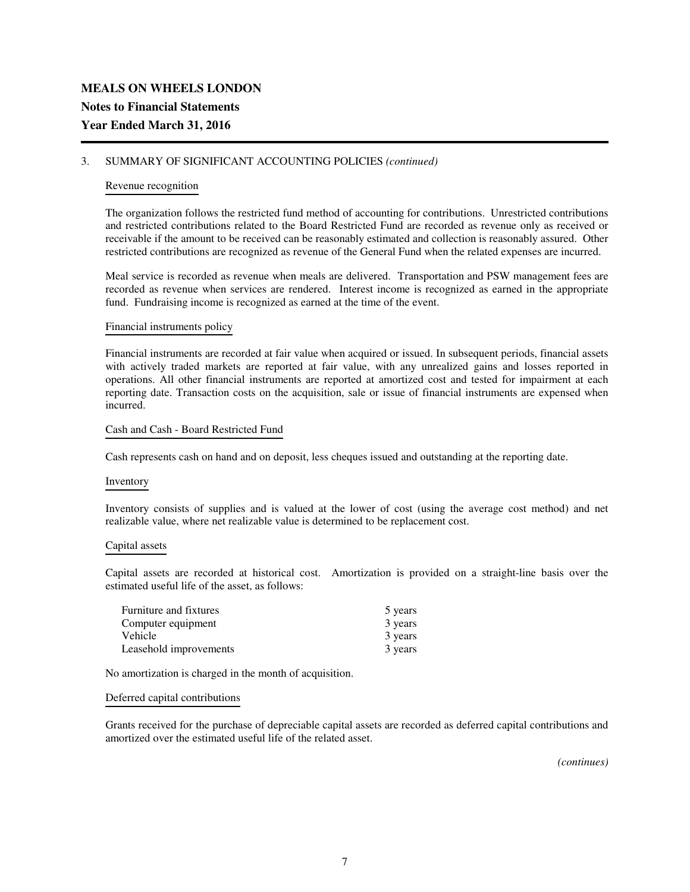# MEALS ON WHEELS LONDON

## Notes to Financial Statements

## Year Ended March 31, 2016

3. SUMMARY OF SIGNIFICANT ACCOUNTING POLICIES *(continued)*

Revenue recognition

The organization follows the restricted fund method of accounting for contributions. Unrestricted contributions and restricted contributions related to the Board Restricted Fund are recorded as revenue only as received or receivable if the amount to be received can be reasonably estimated and collection is reasonably assured. Other restricted contributions are recognized as revenue of the General Fund when the related expenses are incurred.

Meal service is recorded as revenue when meals are delivered. Transportation and PSW management fees are recorded as revenue when services are rendered. Interest income is recognized as earned in the appropriate fund. Fundraising income is recognized as earned at the time of the event.

Financial instruments policy

Financial instruments are recorded at fair value when acquired or issued. In subsequent periods, financial assets with actively traded markets are reported at fair value, with any unrealized gains and losses reported in operations. All other financial instruments are reported at amortized cost and tested for impairment at each reporting date. Transaction costs on the acquisition, sale or issue of financial instruments are expensed when incurred.

Cash and Cash - Board Restricted Fund

Cash represents cash on hand and on deposit, less cheques issued and outstanding at the reporting date.

Inventory

Inventory consists of supplies and is valued at the lower of cost (using the average cost method) and net realizable value, where net realizable value is determined to be replacement cost.

Capital assets

Capital assets are recorded at historical cost. Amortization is provided on a straight-line basis over the estimated useful life of the asset, as follows:

| | |
|---|---|
| Furniture and fixtures | 5 years |
| Computer equipment | 3 years |
| Vehicle | 3 years |
| Leasehold improvements | 3 years |

No amortization is charged in the month of acquisition.

Deferred capital contributions

Grants received for the purchase of depreciable capital assets are recorded as deferred capital contributions and amortized over the estimated useful life of the related asset.

*(continues)*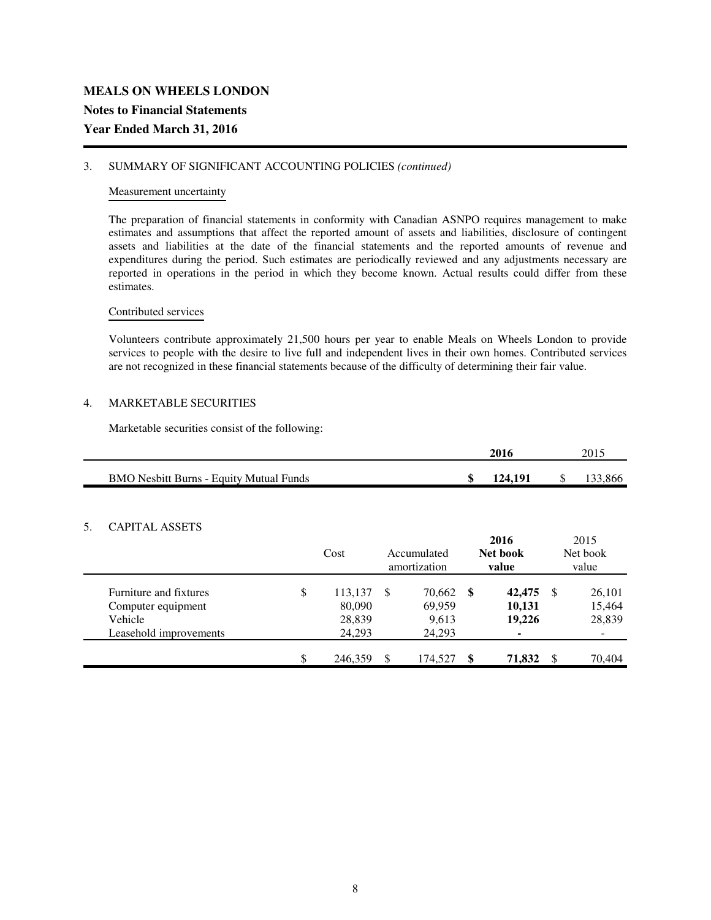# MEALS ON WHEELS LONDON

**Notes to Financial Statements**

**Year Ended March 31, 2016**

3. SUMMARY OF SIGNIFICANT ACCOUNTING POLICIES *(continued)*

Measurement uncertainty

The preparation of financial statements in conformity with Canadian ASNPO requires management to make estimates and assumptions that affect the reported amount of assets and liabilities, disclosure of contingent assets and liabilities at the date of the financial statements and the reported amounts of revenue and expenditures during the period. Such estimates are periodically reviewed and any adjustments necessary are reported in operations in the period in which they become known. Actual results could differ from these estimates.

Contributed services

Volunteers contribute approximately 21,500 hours per year to enable Meals on Wheels London to provide services to people with the desire to live full and independent lives in their own homes. Contributed services are not recognized in these financial statements because of the difficulty of determining their fair value.

4. MARKETABLE SECURITIES

Marketable securities consist of the following:

| | **2016** | 2015 |
|---|---|---|
| BMO Nesbitt Burns - Equity Mutual Funds | **$ 124,191** | $ 133,866 |

5. CAPITAL ASSETS

| | Cost | Accumulated amortization | **2016 Net book value** | 2015 Net book value |
|---|---|---|---|---|
| Furniture and fixtures | $ 113,137 | $ 70,662 | **$ 42,475** | $ 26,101 |
| Computer equipment | 80,090 | 69,959 | **10,131** | 15,464 |
| Vehicle | 28,839 | 9,613 | **19,226** | 28,839 |
| Leasehold improvements | 24,293 | 24,293 | **-** | - |
| | $ 246,359 | $ 174,527 | **$ 71,832** | $ 70,404 |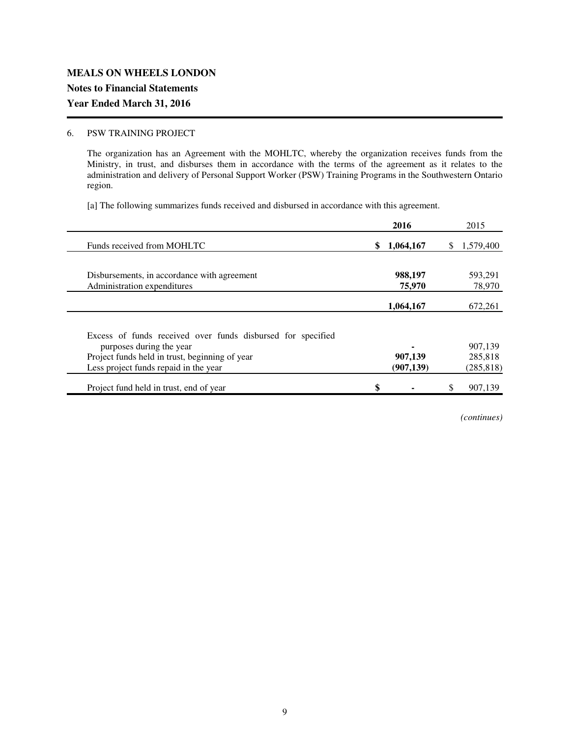**MEALS ON WHEELS LONDON**

**Notes to Financial Statements**

**Year Ended March 31, 2016**

6. PSW TRAINING PROJECT

The organization has an Agreement with the MOHLTC, whereby the organization receives funds from the Ministry, in trust, and disburses them in accordance with the terms of the agreement as it relates to the administration and delivery of Personal Support Worker (PSW) Training Programs in the Southwestern Ontario region.

[a] The following summarizes funds received and disbursed in accordance with this agreement.

| | 2016 | 2015 |
|---|---|---|
| Funds received from MOHLTC | **$ 1,064,167** | $ 1,579,400 |
| | | |
| Disbursements, in accordance with agreement | **988,197** | 593,291 |
| Administration expenditures | **75,970** | 78,970 |
| | **1,064,167** | 672,261 |
| | | |
| Excess of funds received over funds disbursed for specified purposes during the year | **-** | 907,139 |
| Project funds held in trust, beginning of year | **907,139** | 285,818 |
| Less project funds repaid in the year | **(907,139)** | (285,818) |
| Project fund held in trust, end of year | **$ -** | $ 907,139 |

*(continues)*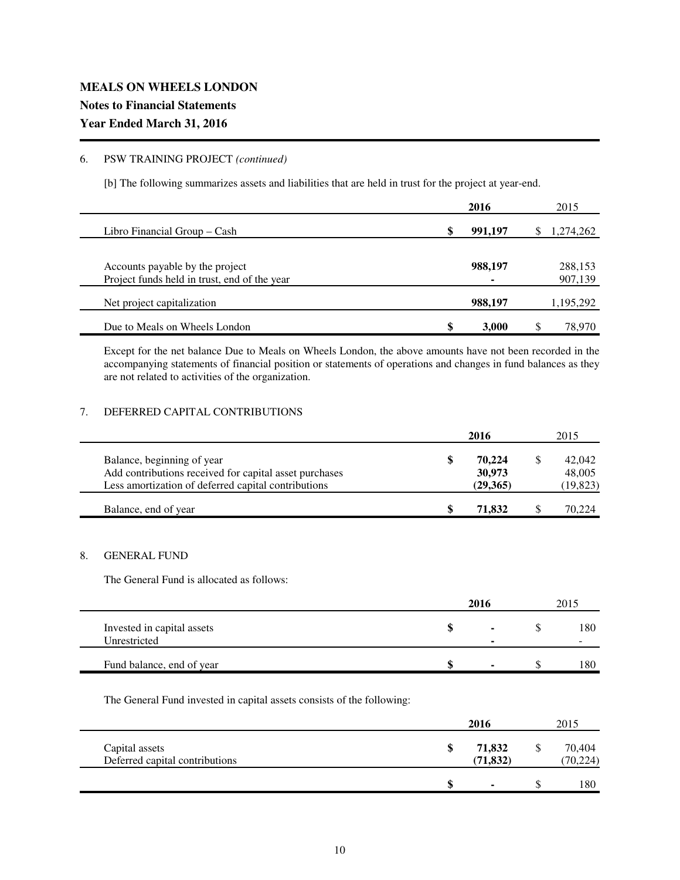**MEALS ON WHEELS LONDON**

**Notes to Financial Statements**

**Year Ended March 31, 2016**

6. PSW TRAINING PROJECT *(continued)*

[b] The following summarizes assets and liabilities that are held in trust for the project at year-end.

| | **2016** | 2015 |
|---|---|---|
| Libro Financial Group – Cash | **$ 991,197** | $ 1,274,262 |
| Accounts payable by the project | **988,197** | 288,153 |
| Project funds held in trust, end of the year | **-** | 907,139 |
| Net project capitalization | **988,197** | 1,195,292 |
| Due to Meals on Wheels London | **$ 3,000** | $ 78,970 |

Except for the net balance Due to Meals on Wheels London, the above amounts have not been recorded in the accompanying statements of financial position or statements of operations and changes in fund balances as they are not related to activities of the organization.

7. DEFERRED CAPITAL CONTRIBUTIONS

| | **2016** | 2015 |
|---|---|---|
| Balance, beginning of year | **$ 70,224** | $ 42,042 |
| Add contributions received for capital asset purchases | **30,973** | 48,005 |
| Less amortization of deferred capital contributions | **(29,365)** | (19,823) |
| Balance, end of year | **$ 71,832** | $ 70,224 |

8. GENERAL FUND

The General Fund is allocated as follows:

| | **2016** | 2015 |
|---|---|---|
| Invested in capital assets | **$ -** | $ 180 |
| Unrestricted | **-** | - |
| Fund balance, end of year | **$ -** | $ 180 |

The General Fund invested in capital assets consists of the following:

| | **2016** | 2015 |
|---|---|---|
| Capital assets | **$ 71,832** | $ 70,404 |
| Deferred capital contributions | **(71,832)** | (70,224) |
| | **$ -** | $ 180 |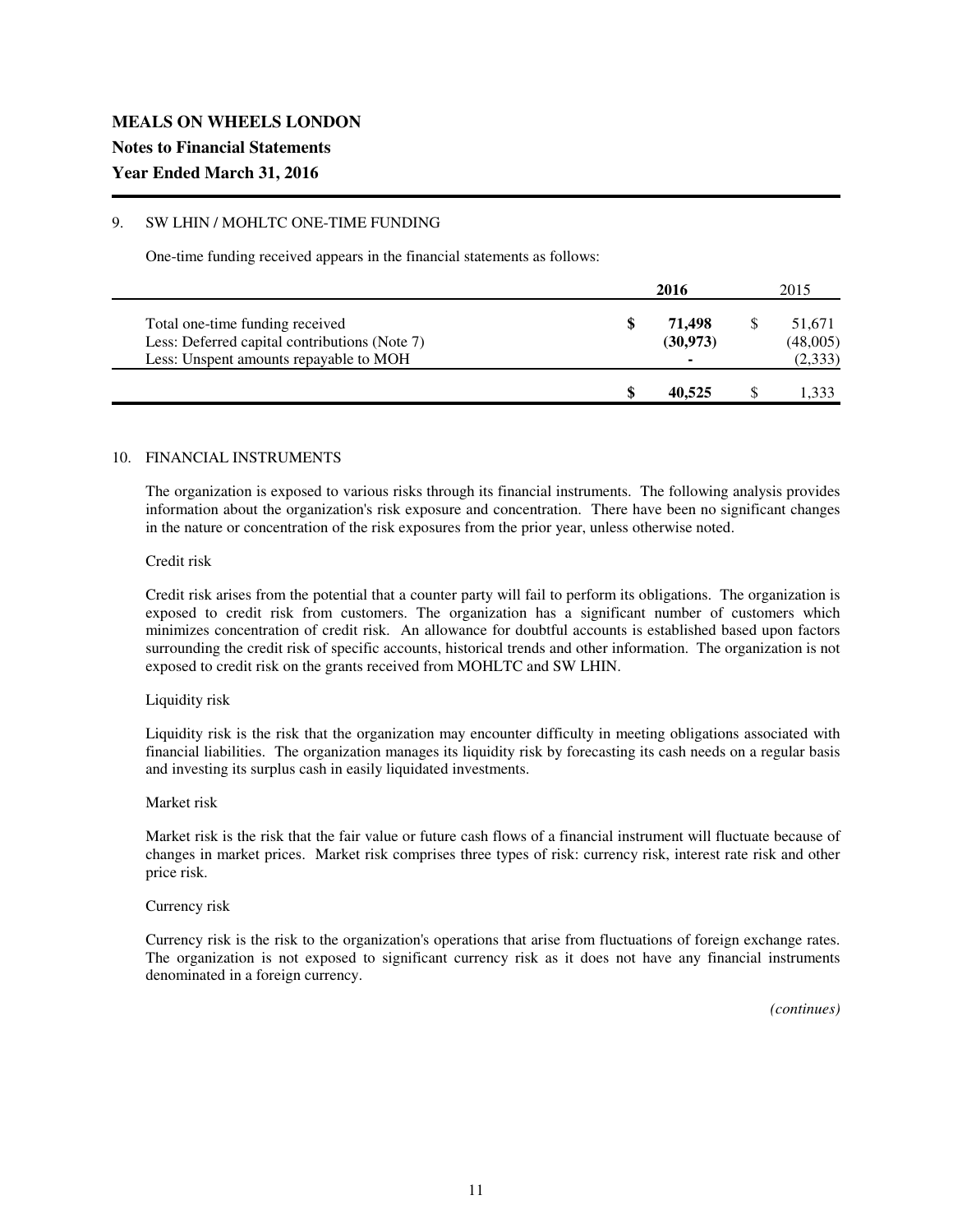# MEALS ON WHEELS LONDON

## Notes to Financial Statements

## Year Ended March 31, 2016

### 9. SW LHIN / MOHLTC ONE-TIME FUNDING

One-time funding received appears in the financial statements as follows:

| | 2016 | 2015 |
|---|---|---|
| Total one-time funding received | $ **71,498** | $ 51,671 |
| Less: Deferred capital contributions (Note 7) | **(30,973)** | (48,005) |
| Less: Unspent amounts repayable to MOH | **-** | (2,333) |
| | $ **40,525** | $ 1,333 |

### 10. FINANCIAL INSTRUMENTS

The organization is exposed to various risks through its financial instruments. The following analysis provides information about the organization's risk exposure and concentration. There have been no significant changes in the nature or concentration of the risk exposures from the prior year, unless otherwise noted.

Credit risk

Credit risk arises from the potential that a counter party will fail to perform its obligations. The organization is exposed to credit risk from customers. The organization has a significant number of customers which minimizes concentration of credit risk. An allowance for doubtful accounts is established based upon factors surrounding the credit risk of specific accounts, historical trends and other information. The organization is not exposed to credit risk on the grants received from MOHLTC and SW LHIN.

Liquidity risk

Liquidity risk is the risk that the organization may encounter difficulty in meeting obligations associated with financial liabilities. The organization manages its liquidity risk by forecasting its cash needs on a regular basis and investing its surplus cash in easily liquidated investments.

Market risk

Market risk is the risk that the fair value or future cash flows of a financial instrument will fluctuate because of changes in market prices. Market risk comprises three types of risk: currency risk, interest rate risk and other price risk.

Currency risk

Currency risk is the risk to the organization's operations that arise from fluctuations of foreign exchange rates. The organization is not exposed to significant currency risk as it does not have any financial instruments denominated in a foreign currency.

*(continues)*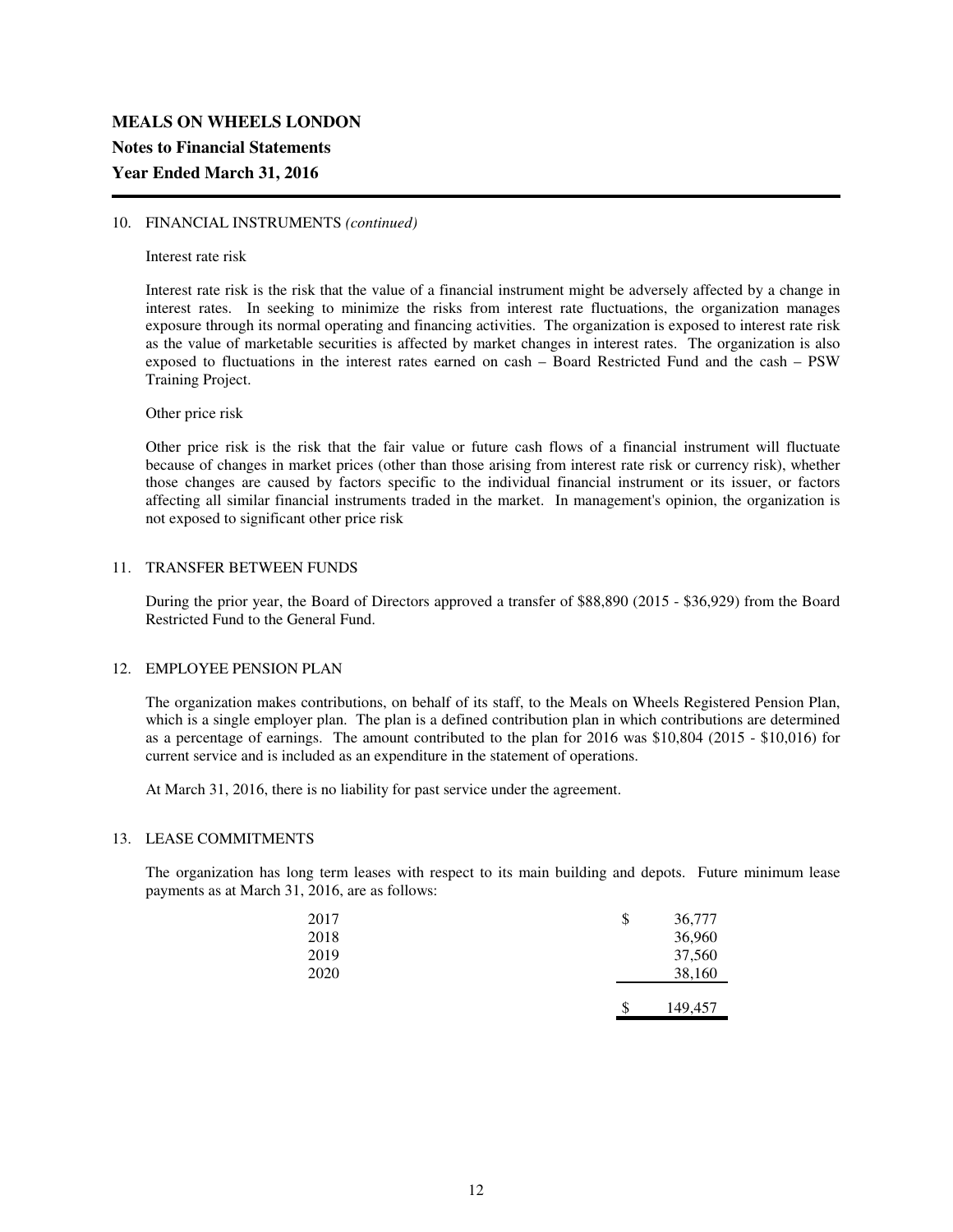# MEALS ON WHEELS LONDON

## Notes to Financial Statements

## Year Ended March 31, 2016

10. FINANCIAL INSTRUMENTS *(continued)*

Interest rate risk

Interest rate risk is the risk that the value of a financial instrument might be adversely affected by a change in interest rates. In seeking to minimize the risks from interest rate fluctuations, the organization manages exposure through its normal operating and financing activities. The organization is exposed to interest rate risk as the value of marketable securities is affected by market changes in interest rates. The organization is also exposed to fluctuations in the interest rates earned on cash – Board Restricted Fund and the cash – PSW Training Project.

Other price risk

Other price risk is the risk that the fair value or future cash flows of a financial instrument will fluctuate because of changes in market prices (other than those arising from interest rate risk or currency risk), whether those changes are caused by factors specific to the individual financial instrument or its issuer, or factors affecting all similar financial instruments traded in the market. In management's opinion, the organization is not exposed to significant other price risk

11. TRANSFER BETWEEN FUNDS

During the prior year, the Board of Directors approved a transfer of $88,890 (2015 - $36,929) from the Board Restricted Fund to the General Fund.

12. EMPLOYEE PENSION PLAN

The organization makes contributions, on behalf of its staff, to the Meals on Wheels Registered Pension Plan, which is a single employer plan. The plan is a defined contribution plan in which contributions are determined as a percentage of earnings. The amount contributed to the plan for 2016 was $10,804 (2015 - $10,016) for current service and is included as an expenditure in the statement of operations.

At March 31, 2016, there is no liability for past service under the agreement.

13. LEASE COMMITMENTS

The organization has long term leases with respect to its main building and depots. Future minimum lease payments as at March 31, 2016, are as follows:

| | |
|---|---|
| 2017 | $ 36,777 |
| 2018 | 36,960 |
| 2019 | 37,560 |
| 2020 | 38,160 |
| | $ 149,457 |